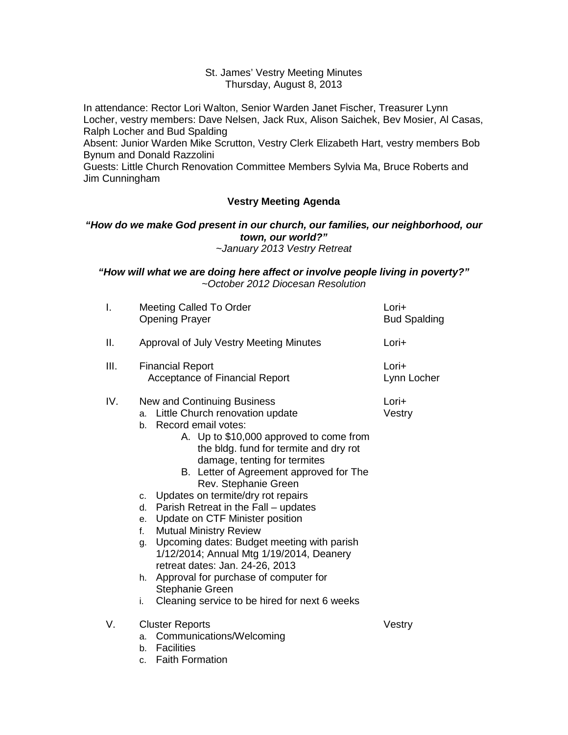St. James' Vestry Meeting Minutes
Thursday, August 8, 2013

In attendance: Rector Lori Walton, Senior Warden Janet Fischer, Treasurer Lynn Locher, vestry members: Dave Nelsen, Jack Rux, Alison Saichek, Bev Mosier, Al Casas, Ralph Locher and Bud Spalding
Absent: Junior Warden Mike Scrutton, Vestry Clerk Elizabeth Hart, vestry members Bob Bynum and Donald Razzolini
Guests: Little Church Renovation Committee Members Sylvia Ma, Bruce Roberts and Jim Cunningham

## Vestry Meeting Agenda

***"How do we make God present in our church, our families, our neighborhood, our town, our world?"***
*~January 2013 Vestry Retreat*

***"How will what we are doing here affect or involve people living in poverty?"***
*~October 2012 Diocesan Resolution*

| | | |
|---|---|---|
| I. | Meeting Called To Order<br>Opening Prayer | Lori+<br>Bud Spalding |
| II. | Approval of July Vestry Meeting Minutes | Lori+ |
| III. | Financial Report<br>Acceptance of Financial Report | Lori+<br>Lynn Locher |
| IV. | New and Continuing Business | Lori+ |
| | a. Little Church renovation update | Vestry |

b. Record email votes:
    A. Up to $10,000 approved to come from the bldg. fund for termite and dry rot damage, tenting for termites
    B. Letter of Agreement approved for The Rev. Stephanie Green
c. Updates on termite/dry rot repairs
d. Parish Retreat in the Fall – updates
e. Update on CTF Minister position
f. Mutual Ministry Review
g. Upcoming dates: Budget meeting with parish 1/12/2014; Annual Mtg 1/19/2014, Deanery retreat dates: Jan. 24-26, 2013
h. Approval for purchase of computer for Stephanie Green
i. Cleaning service to be hired for next 6 weeks

V. Cluster Reports — Vestry
a. Communications/Welcoming
b. Facilities
c. Faith Formation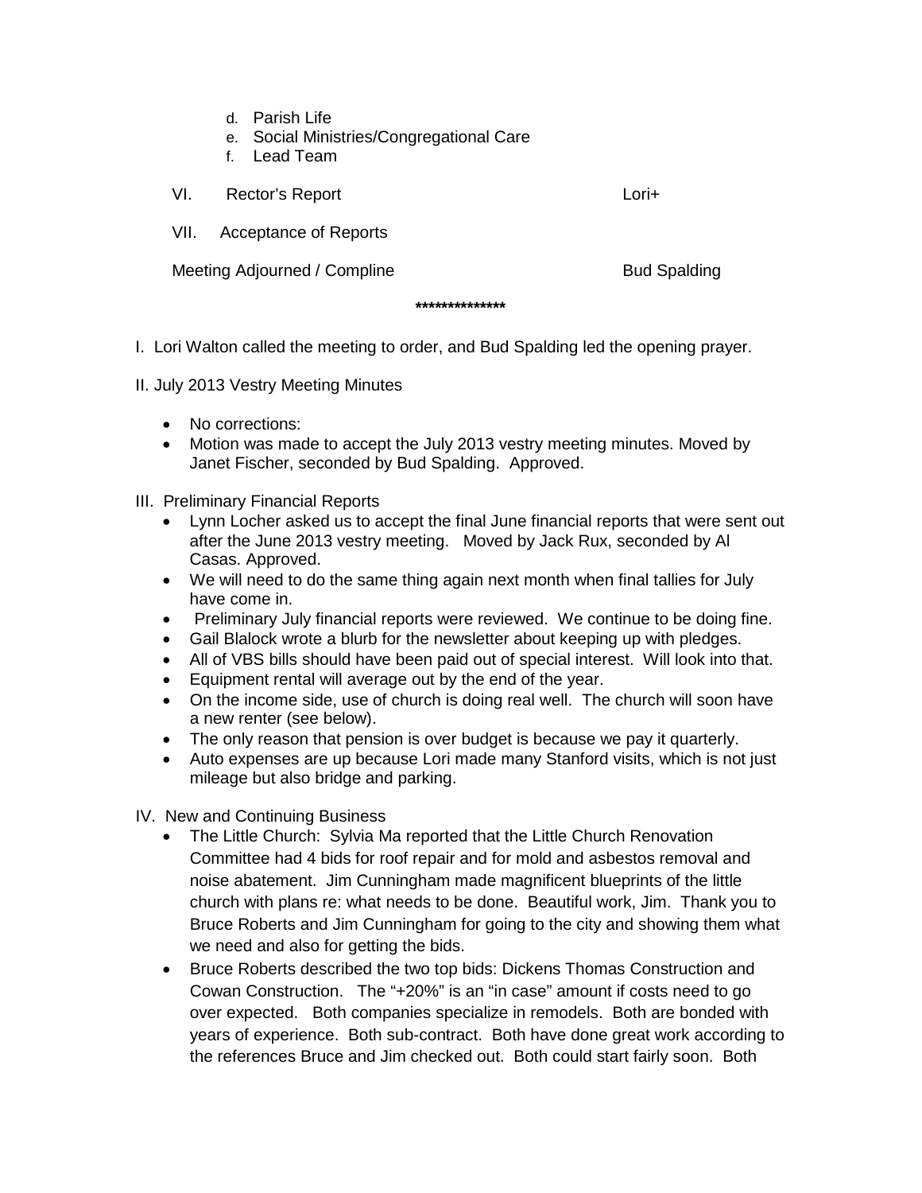d. Parish Life
  e. Social Ministries/Congregational Care
  f. Lead Team

VI. Rector's Report — Lori+

VII. Acceptance of Reports

Meeting Adjourned / Compline — Bud Spalding

**************

I. Lori Walton called the meeting to order, and Bud Spalding led the opening prayer.

II. July 2013 Vestry Meeting Minutes

- No corrections:
- Motion was made to accept the July 2013 vestry meeting minutes. Moved by Janet Fischer, seconded by Bud Spalding. Approved.

III. Preliminary Financial Reports

- Lynn Locher asked us to accept the final June financial reports that were sent out after the June 2013 vestry meeting. Moved by Jack Rux, seconded by Al Casas. Approved.
- We will need to do the same thing again next month when final tallies for July have come in.
- Preliminary July financial reports were reviewed. We continue to be doing fine.
- Gail Blalock wrote a blurb for the newsletter about keeping up with pledges.
- All of VBS bills should have been paid out of special interest. Will look into that.
- Equipment rental will average out by the end of the year.
- On the income side, use of church is doing real well. The church will soon have a new renter (see below).
- The only reason that pension is over budget is because we pay it quarterly.
- Auto expenses are up because Lori made many Stanford visits, which is not just mileage but also bridge and parking.

IV. New and Continuing Business

- The Little Church: Sylvia Ma reported that the Little Church Renovation Committee had 4 bids for roof repair and for mold and asbestos removal and noise abatement. Jim Cunningham made magnificent blueprints of the little church with plans re: what needs to be done. Beautiful work, Jim. Thank you to Bruce Roberts and Jim Cunningham for going to the city and showing them what we need and also for getting the bids.
- Bruce Roberts described the two top bids: Dickens Thomas Construction and Cowan Construction. The "+20%" is an "in case" amount if costs need to go over expected. Both companies specialize in remodels. Both are bonded with years of experience. Both sub-contract. Both have done great work according to the references Bruce and Jim checked out. Both could start fairly soon. Both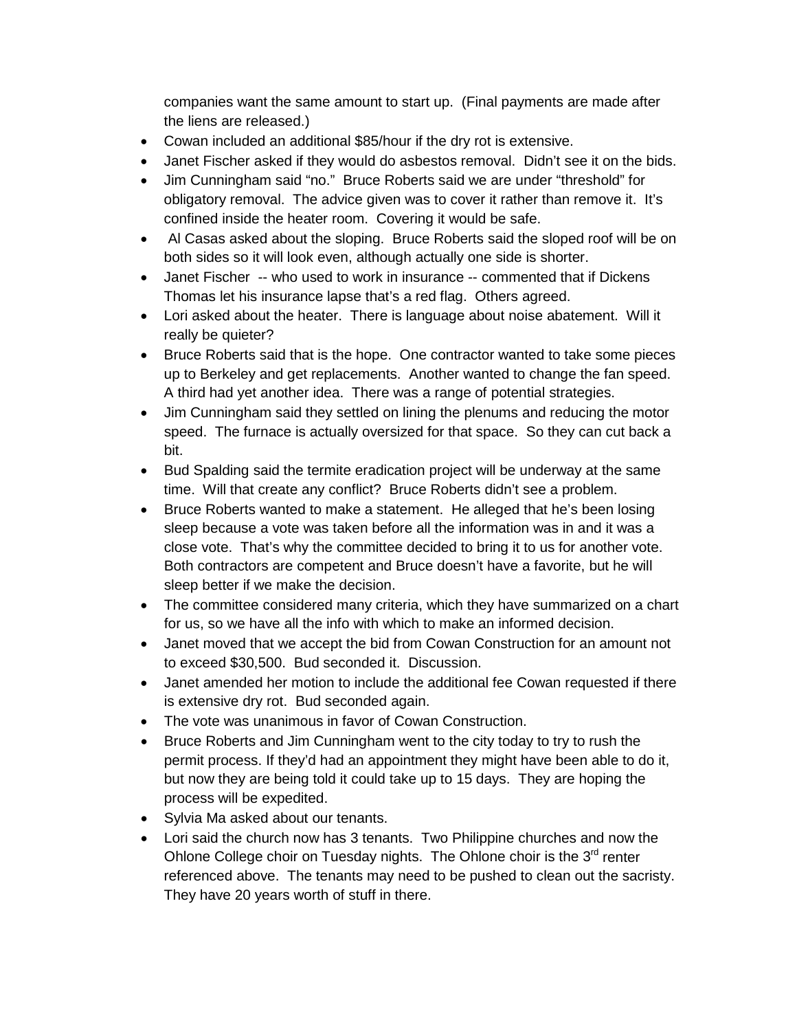companies want the same amount to start up. (Final payments are made after the liens are released.)

- Cowan included an additional $85/hour if the dry rot is extensive.
- Janet Fischer asked if they would do asbestos removal. Didn't see it on the bids.
- Jim Cunningham said "no." Bruce Roberts said we are under "threshold" for obligatory removal. The advice given was to cover it rather than remove it. It's confined inside the heater room. Covering it would be safe.
- Al Casas asked about the sloping. Bruce Roberts said the sloped roof will be on both sides so it will look even, although actually one side is shorter.
- Janet Fischer -- who used to work in insurance -- commented that if Dickens Thomas let his insurance lapse that's a red flag. Others agreed.
- Lori asked about the heater. There is language about noise abatement. Will it really be quieter?
- Bruce Roberts said that is the hope. One contractor wanted to take some pieces up to Berkeley and get replacements. Another wanted to change the fan speed. A third had yet another idea. There was a range of potential strategies.
- Jim Cunningham said they settled on lining the plenums and reducing the motor speed. The furnace is actually oversized for that space. So they can cut back a bit.
- Bud Spalding said the termite eradication project will be underway at the same time. Will that create any conflict? Bruce Roberts didn't see a problem.
- Bruce Roberts wanted to make a statement. He alleged that he's been losing sleep because a vote was taken before all the information was in and it was a close vote. That's why the committee decided to bring it to us for another vote. Both contractors are competent and Bruce doesn't have a favorite, but he will sleep better if we make the decision.
- The committee considered many criteria, which they have summarized on a chart for us, so we have all the info with which to make an informed decision.
- Janet moved that we accept the bid from Cowan Construction for an amount not to exceed $30,500. Bud seconded it. Discussion.
- Janet amended her motion to include the additional fee Cowan requested if there is extensive dry rot. Bud seconded again.
- The vote was unanimous in favor of Cowan Construction.
- Bruce Roberts and Jim Cunningham went to the city today to try to rush the permit process. If they'd had an appointment they might have been able to do it, but now they are being told it could take up to 15 days. They are hoping the process will be expedited.
- Sylvia Ma asked about our tenants.
- Lori said the church now has 3 tenants. Two Philippine churches and now the Ohlone College choir on Tuesday nights. The Ohlone choir is the 3rd renter referenced above. The tenants may need to be pushed to clean out the sacristy. They have 20 years worth of stuff in there.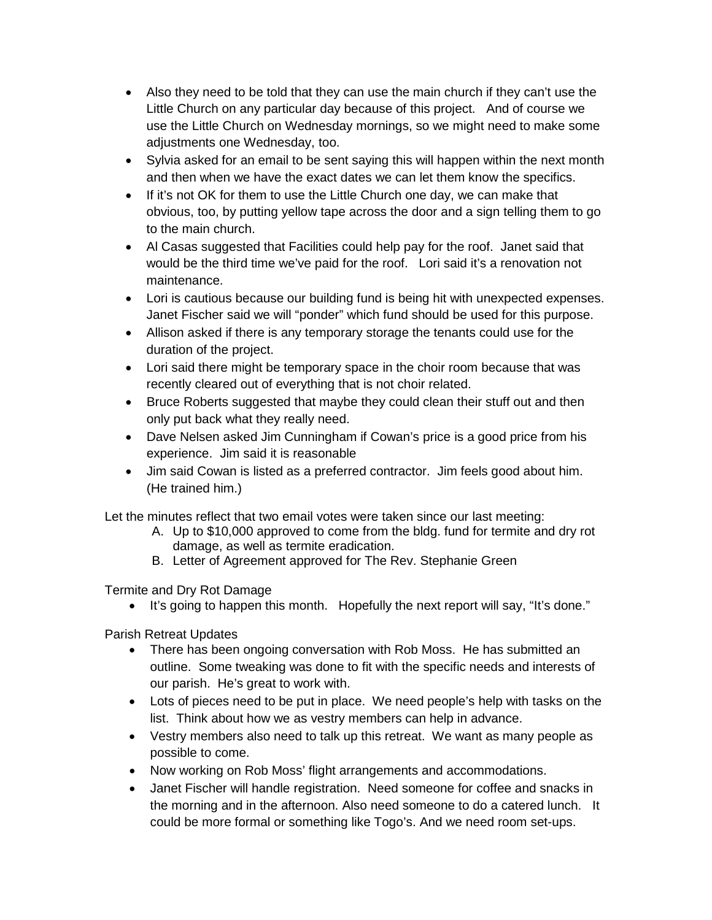- Also they need to be told that they can use the main church if they can't use the Little Church on any particular day because of this project. And of course we use the Little Church on Wednesday mornings, so we might need to make some adjustments one Wednesday, too.
- Sylvia asked for an email to be sent saying this will happen within the next month and then when we have the exact dates we can let them know the specifics.
- If it's not OK for them to use the Little Church one day, we can make that obvious, too, by putting yellow tape across the door and a sign telling them to go to the main church.
- Al Casas suggested that Facilities could help pay for the roof. Janet said that would be the third time we've paid for the roof. Lori said it's a renovation not maintenance.
- Lori is cautious because our building fund is being hit with unexpected expenses. Janet Fischer said we will "ponder" which fund should be used for this purpose.
- Allison asked if there is any temporary storage the tenants could use for the duration of the project.
- Lori said there might be temporary space in the choir room because that was recently cleared out of everything that is not choir related.
- Bruce Roberts suggested that maybe they could clean their stuff out and then only put back what they really need.
- Dave Nelsen asked Jim Cunningham if Cowan's price is a good price from his experience. Jim said it is reasonable
- Jim said Cowan is listed as a preferred contractor. Jim feels good about him. (He trained him.)

Let the minutes reflect that two email votes were taken since our last meeting:

A. Up to $10,000 approved to come from the bldg. fund for termite and dry rot damage, as well as termite eradication.
B. Letter of Agreement approved for The Rev. Stephanie Green

Termite and Dry Rot Damage

- It's going to happen this month. Hopefully the next report will say, "It's done."

Parish Retreat Updates

- There has been ongoing conversation with Rob Moss. He has submitted an outline. Some tweaking was done to fit with the specific needs and interests of our parish. He's great to work with.
- Lots of pieces need to be put in place. We need people's help with tasks on the list. Think about how we as vestry members can help in advance.
- Vestry members also need to talk up this retreat. We want as many people as possible to come.
- Now working on Rob Moss' flight arrangements and accommodations.
- Janet Fischer will handle registration. Need someone for coffee and snacks in the morning and in the afternoon. Also need someone to do a catered lunch. It could be more formal or something like Togo's. And we need room set-ups.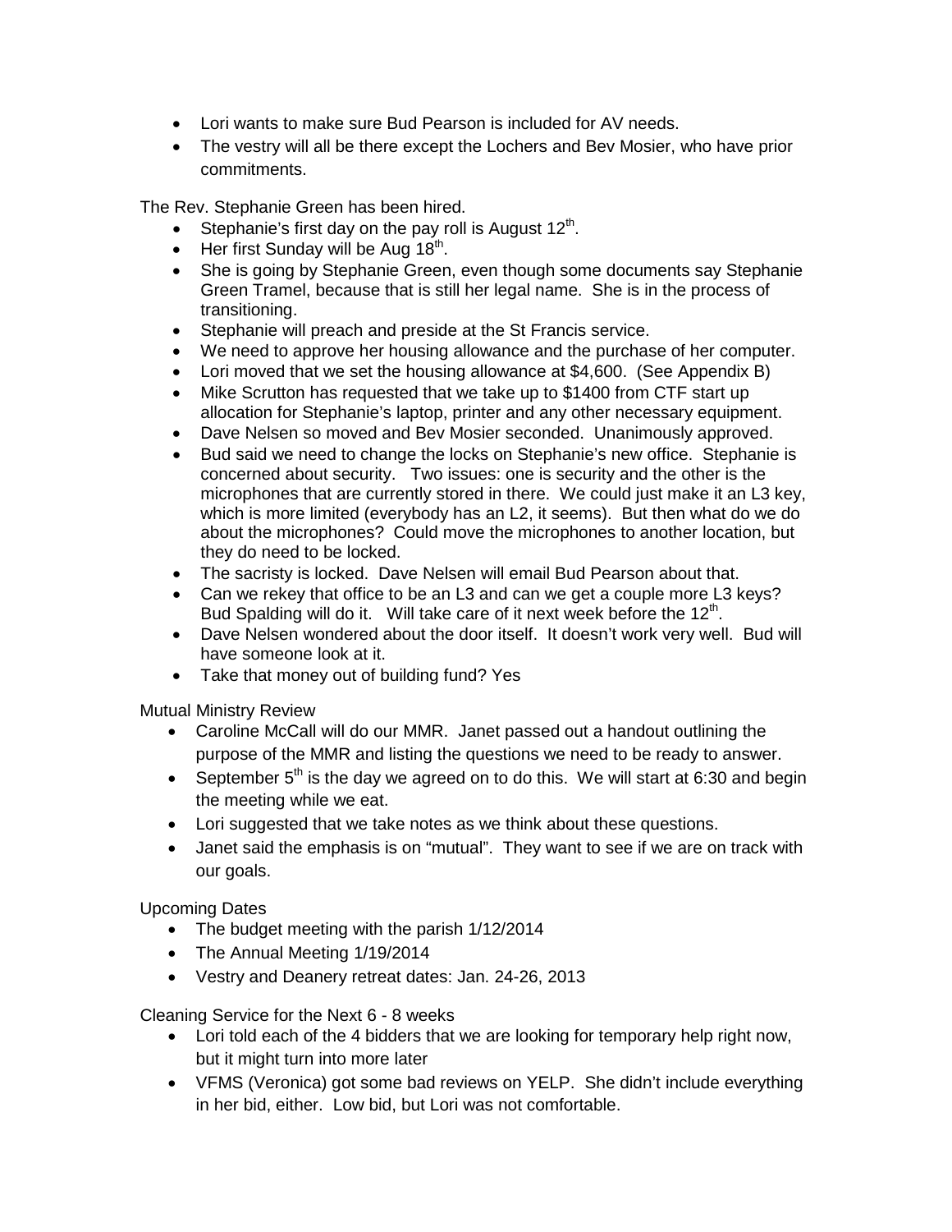- Lori wants to make sure Bud Pearson is included for AV needs.
- The vestry will all be there except the Lochers and Bev Mosier, who have prior commitments.

The Rev. Stephanie Green has been hired.

- Stephanie's first day on the pay roll is August 12th.
- Her first Sunday will be Aug 18th.
- She is going by Stephanie Green, even though some documents say Stephanie Green Tramel, because that is still her legal name. She is in the process of transitioning.
- Stephanie will preach and preside at the St Francis service.
- We need to approve her housing allowance and the purchase of her computer.
- Lori moved that we set the housing allowance at $4,600. (See Appendix B)
- Mike Scrutton has requested that we take up to $1400 from CTF start up allocation for Stephanie's laptop, printer and any other necessary equipment.
- Dave Nelsen so moved and Bev Mosier seconded. Unanimously approved.
- Bud said we need to change the locks on Stephanie's new office. Stephanie is concerned about security. Two issues: one is security and the other is the microphones that are currently stored in there. We could just make it an L3 key, which is more limited (everybody has an L2, it seems). But then what do we do about the microphones? Could move the microphones to another location, but they do need to be locked.
- The sacristy is locked. Dave Nelsen will email Bud Pearson about that.
- Can we rekey that office to be an L3 and can we get a couple more L3 keys? Bud Spalding will do it. Will take care of it next week before the 12th.
- Dave Nelsen wondered about the door itself. It doesn't work very well. Bud will have someone look at it.
- Take that money out of building fund? Yes

Mutual Ministry Review

- Caroline McCall will do our MMR. Janet passed out a handout outlining the purpose of the MMR and listing the questions we need to be ready to answer.
- September 5th is the day we agreed on to do this. We will start at 6:30 and begin the meeting while we eat.
- Lori suggested that we take notes as we think about these questions.
- Janet said the emphasis is on "mutual". They want to see if we are on track with our goals.

Upcoming Dates

- The budget meeting with the parish 1/12/2014
- The Annual Meeting 1/19/2014
- Vestry and Deanery retreat dates: Jan. 24-26, 2013

Cleaning Service for the Next 6 - 8 weeks

- Lori told each of the 4 bidders that we are looking for temporary help right now, but it might turn into more later
- VFMS (Veronica) got some bad reviews on YELP. She didn't include everything in her bid, either. Low bid, but Lori was not comfortable.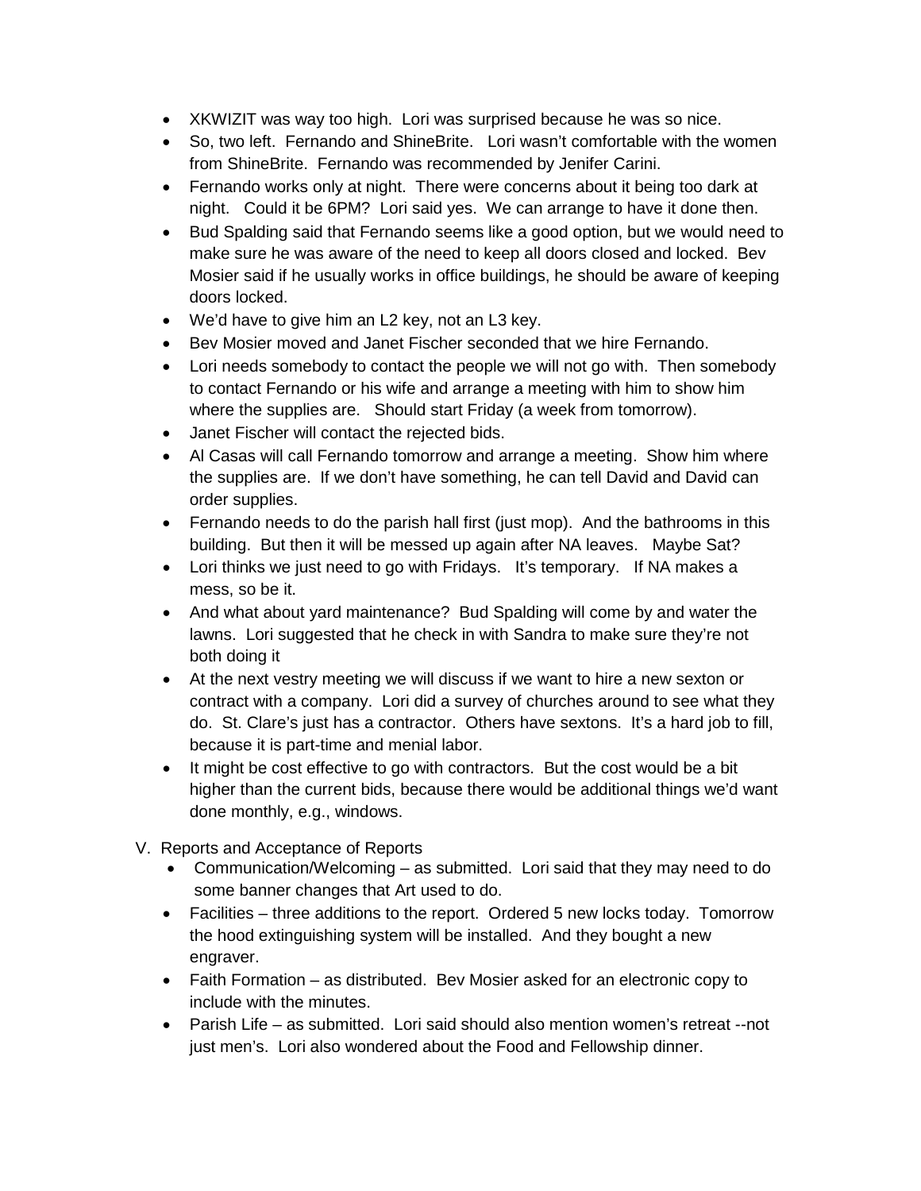- XKWIZIT was way too high. Lori was surprised because he was so nice.
- So, two left. Fernando and ShineBrite. Lori wasn't comfortable with the women from ShineBrite. Fernando was recommended by Jenifer Carini.
- Fernando works only at night. There were concerns about it being too dark at night. Could it be 6PM? Lori said yes. We can arrange to have it done then.
- Bud Spalding said that Fernando seems like a good option, but we would need to make sure he was aware of the need to keep all doors closed and locked. Bev Mosier said if he usually works in office buildings, he should be aware of keeping doors locked.
- We'd have to give him an L2 key, not an L3 key.
- Bev Mosier moved and Janet Fischer seconded that we hire Fernando.
- Lori needs somebody to contact the people we will not go with. Then somebody to contact Fernando or his wife and arrange a meeting with him to show him where the supplies are. Should start Friday (a week from tomorrow).
- Janet Fischer will contact the rejected bids.
- Al Casas will call Fernando tomorrow and arrange a meeting. Show him where the supplies are. If we don't have something, he can tell David and David can order supplies.
- Fernando needs to do the parish hall first (just mop). And the bathrooms in this building. But then it will be messed up again after NA leaves. Maybe Sat?
- Lori thinks we just need to go with Fridays. It's temporary. If NA makes a mess, so be it.
- And what about yard maintenance? Bud Spalding will come by and water the lawns. Lori suggested that he check in with Sandra to make sure they're not both doing it
- At the next vestry meeting we will discuss if we want to hire a new sexton or contract with a company. Lori did a survey of churches around to see what they do. St. Clare's just has a contractor. Others have sextons. It's a hard job to fill, because it is part-time and menial labor.
- It might be cost effective to go with contractors. But the cost would be a bit higher than the current bids, because there would be additional things we'd want done monthly, e.g., windows.

V. Reports and Acceptance of Reports
   - Communication/Welcoming – as submitted. Lori said that they may need to do some banner changes that Art used to do.
   - Facilities – three additions to the report. Ordered 5 new locks today. Tomorrow the hood extinguishing system will be installed. And they bought a new engraver.
   - Faith Formation – as distributed. Bev Mosier asked for an electronic copy to include with the minutes.
   - Parish Life – as submitted. Lori said should also mention women's retreat --not just men's. Lori also wondered about the Food and Fellowship dinner.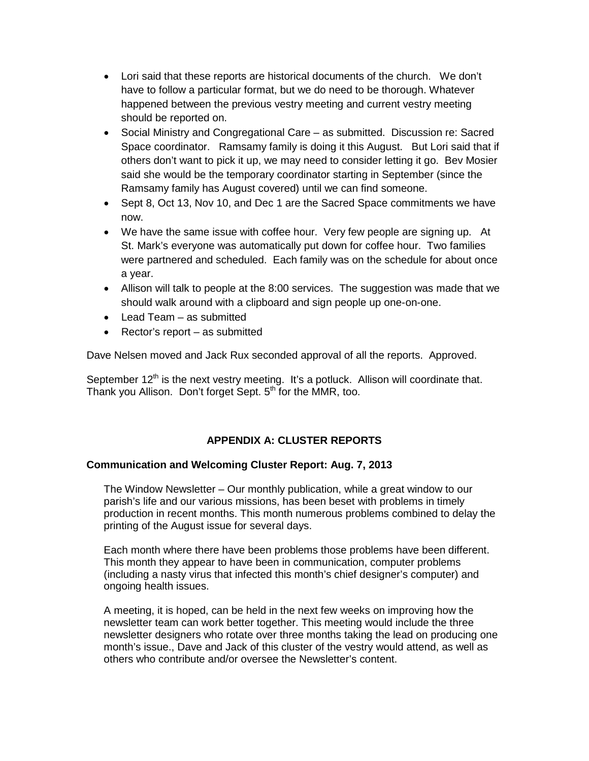- Lori said that these reports are historical documents of the church. We don't have to follow a particular format, but we do need to be thorough. Whatever happened between the previous vestry meeting and current vestry meeting should be reported on.
- Social Ministry and Congregational Care – as submitted. Discussion re: Sacred Space coordinator. Ramsamy family is doing it this August. But Lori said that if others don't want to pick it up, we may need to consider letting it go. Bev Mosier said she would be the temporary coordinator starting in September (since the Ramsamy family has August covered) until we can find someone.
- Sept 8, Oct 13, Nov 10, and Dec 1 are the Sacred Space commitments we have now.
- We have the same issue with coffee hour. Very few people are signing up. At St. Mark's everyone was automatically put down for coffee hour. Two families were partnered and scheduled. Each family was on the schedule for about once a year.
- Allison will talk to people at the 8:00 services. The suggestion was made that we should walk around with a clipboard and sign people up one-on-one.
- Lead Team – as submitted
- Rector's report – as submitted

Dave Nelsen moved and Jack Rux seconded approval of all the reports. Approved.

September 12th is the next vestry meeting. It's a potluck. Allison will coordinate that. Thank you Allison. Don't forget Sept. 5th for the MMR, too.

## APPENDIX A: CLUSTER REPORTS

### Communication and Welcoming Cluster Report: Aug. 7, 2013

The Window Newsletter – Our monthly publication, while a great window to our parish's life and our various missions, has been beset with problems in timely production in recent months. This month numerous problems combined to delay the printing of the August issue for several days.

Each month where there have been problems those problems have been different. This month they appear to have been in communication, computer problems (including a nasty virus that infected this month's chief designer's computer) and ongoing health issues.

A meeting, it is hoped, can be held in the next few weeks on improving how the newsletter team can work better together. This meeting would include the three newsletter designers who rotate over three months taking the lead on producing one month's issue., Dave and Jack of this cluster of the vestry would attend, as well as others who contribute and/or oversee the Newsletter's content.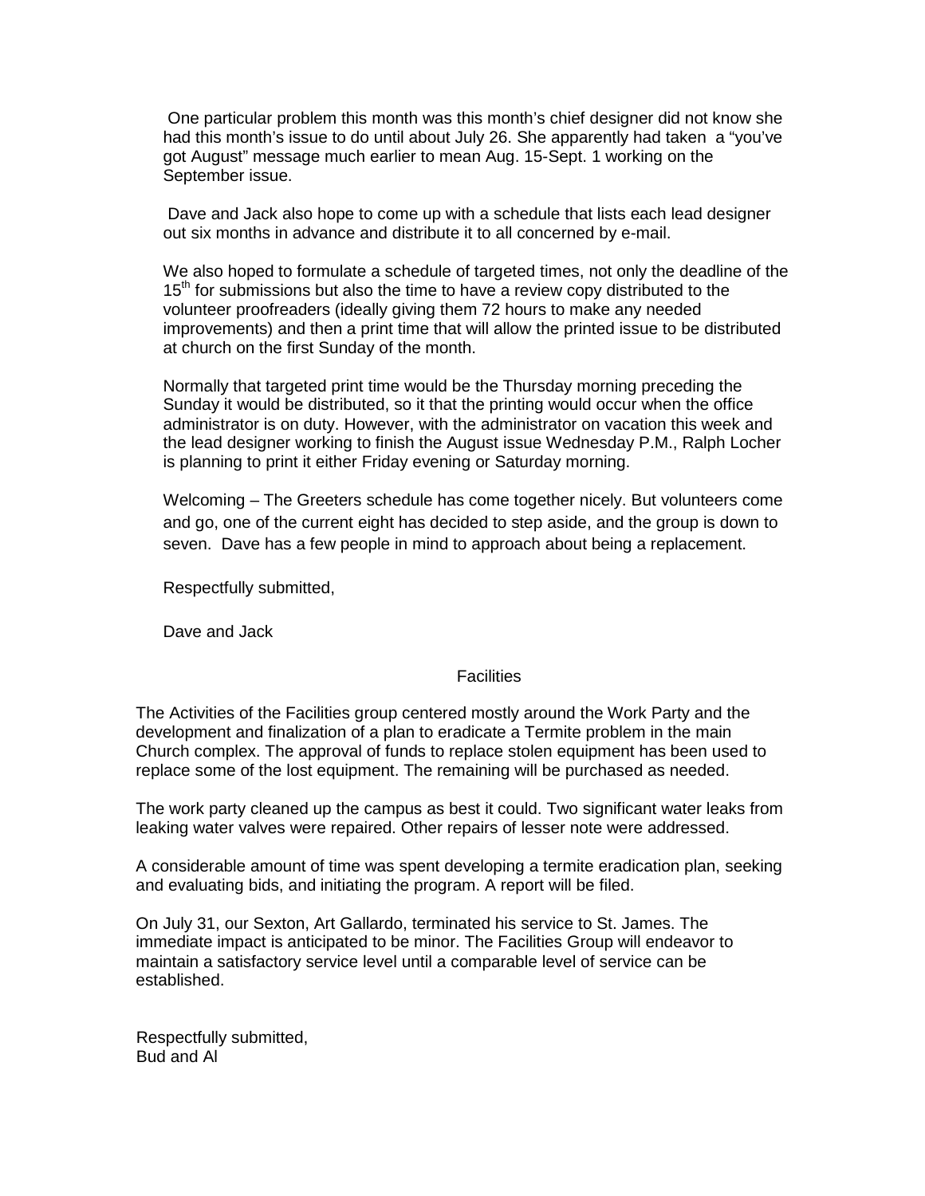One particular problem this month was this month's chief designer did not know she had this month's issue to do until about July 26. She apparently had taken a "you've got August" message much earlier to mean Aug. 15-Sept. 1 working on the September issue.

Dave and Jack also hope to come up with a schedule that lists each lead designer out six months in advance and distribute it to all concerned by e-mail.

We also hoped to formulate a schedule of targeted times, not only the deadline of the 15th for submissions but also the time to have a review copy distributed to the volunteer proofreaders (ideally giving them 72 hours to make any needed improvements) and then a print time that will allow the printed issue to be distributed at church on the first Sunday of the month.

Normally that targeted print time would be the Thursday morning preceding the Sunday it would be distributed, so it that the printing would occur when the office administrator is on duty. However, with the administrator on vacation this week and the lead designer working to finish the August issue Wednesday P.M., Ralph Locher is planning to print it either Friday evening or Saturday morning.

Welcoming – The Greeters schedule has come together nicely. But volunteers come and go, one of the current eight has decided to step aside, and the group is down to seven. Dave has a few people in mind to approach about being a replacement.

Respectfully submitted,

Dave and Jack

## Facilities

The Activities of the Facilities group centered mostly around the Work Party and the development and finalization of a plan to eradicate a Termite problem in the main Church complex. The approval of funds to replace stolen equipment has been used to replace some of the lost equipment. The remaining will be purchased as needed.

The work party cleaned up the campus as best it could. Two significant water leaks from leaking water valves were repaired. Other repairs of lesser note were addressed.

A considerable amount of time was spent developing a termite eradication plan, seeking and evaluating bids, and initiating the program. A report will be filed.

On July 31, our Sexton, Art Gallardo, terminated his service to St. James. The immediate impact is anticipated to be minor. The Facilities Group will endeavor to maintain a satisfactory service level until a comparable level of service can be established.

Respectfully submitted,
Bud and Al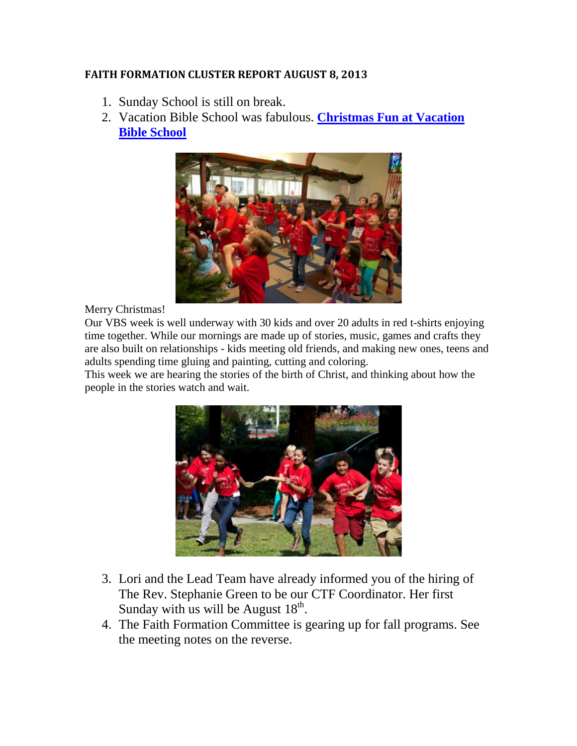**FAITH FORMATION CLUSTER REPORT AUGUST 8, 2013**

1. Sunday School is still on break.
2. Vacation Bible School was fabulous. **Christmas Fun at Vacation Bible School**

Merry Christmas!

Our VBS week is well underway with 30 kids and over 20 adults in red t-shirts enjoying time together. While our mornings are made up of stories, music, games and crafts they are also built on relationships - kids meeting old friends, and making new ones, teens and adults spending time gluing and painting, cutting and coloring.

This week we are hearing the stories of the birth of Christ, and thinking about how the people in the stories watch and wait.

3. Lori and the Lead Team have already informed you of the hiring of The Rev. Stephanie Green to be our CTF Coordinator. Her first Sunday with us will be August 18th.
4. The Faith Formation Committee is gearing up for fall programs. See the meeting notes on the reverse.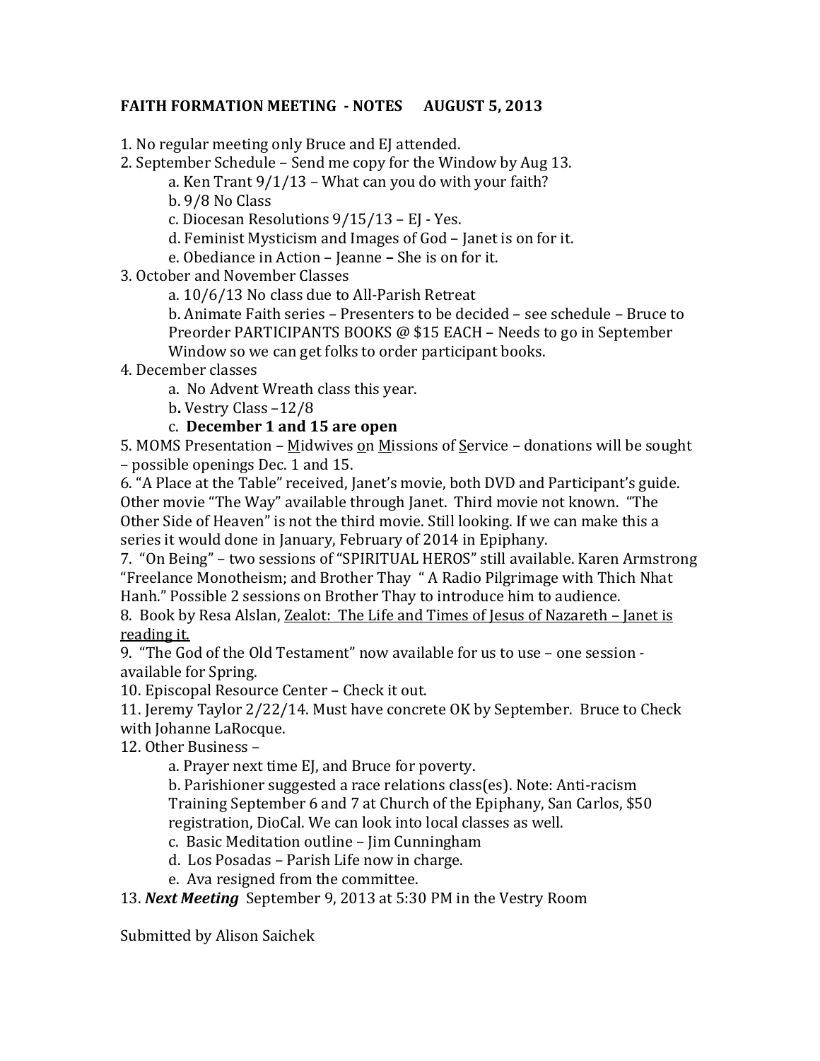**FAITH FORMATION MEETING - NOTES AUGUST 5, 2013**

1. No regular meeting only Bruce and EJ attended.
2. September Schedule – Send me copy for the Window by Aug 13.
   a. Ken Trant 9/1/13 – What can you do with your faith?
   b. 9/8 No Class
   c. Diocesan Resolutions 9/15/13 – EJ - Yes.
   d. Feminist Mysticism and Images of God – Janet is on for it.
   e. Obediance in Action – Jeanne – She is on for it.
3. October and November Classes
   a. 10/6/13 No class due to All-Parish Retreat
   b. Animate Faith series – Presenters to be decided – see schedule – Bruce to Preorder PARTICIPANTS BOOKS @ $15 EACH – Needs to go in September Window so we can get folks to order participant books.
4. December classes
   a. No Advent Wreath class this year.
   b. Vestry Class –12/8
   c. **December 1 and 15 are open**
5. MOMS Presentation – <u>M</u>idwives <u>o</u>n <u>M</u>issions of <u>S</u>ervice – donations will be sought – possible openings Dec. 1 and 15.
6. "A Place at the Table" received, Janet's movie, both DVD and Participant's guide. Other movie "The Way" available through Janet. Third movie not known. "The Other Side of Heaven" is not the third movie. Still looking. If we can make this a series it would done in January, February of 2014 in Epiphany.
7. "On Being" – two sessions of "SPIRITUAL HEROS" still available. Karen Armstrong "Freelance Monotheism; and Brother Thay " A Radio Pilgrimage with Thich Nhat Hanh." Possible 2 sessions on Brother Thay to introduce him to audience.
8. Book by Resa Alslan, <u>Zealot: The Life and Times of Jesus of Nazareth – Janet is reading it.</u>
9. "The God of the Old Testament" now available for us to use – one session - available for Spring.
10. Episcopal Resource Center – Check it out.
11. Jeremy Taylor 2/22/14. Must have concrete OK by September. Bruce to Check with Johanne LaRocque.
12. Other Business –
    a. Prayer next time EJ, and Bruce for poverty.
    b. Parishioner suggested a race relations class(es). Note: Anti-racism Training September 6 and 7 at Church of the Epiphany, San Carlos, $50 registration, DioCal. We can look into local classes as well.
    c. Basic Meditation outline – Jim Cunningham
    d. Los Posadas – Parish Life now in charge.
    e. Ava resigned from the committee.
13. ***Next Meeting*** September 9, 2013 at 5:30 PM in the Vestry Room

Submitted by Alison Saichek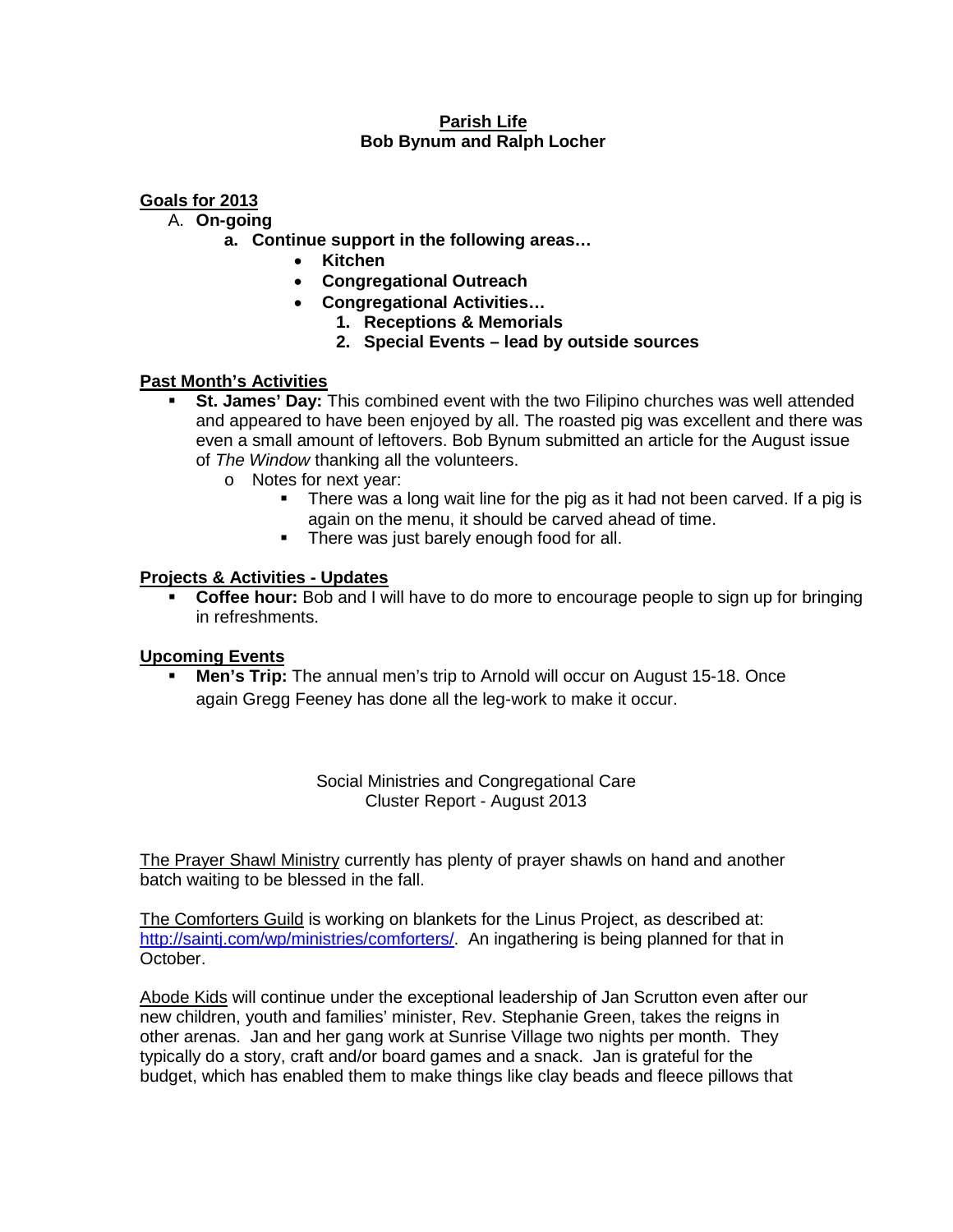## Parish Life
**Bob Bynum and Ralph Locher**

**Goals for 2013**

A. **On-going**
   a. **Continue support in the following areas…**
      - **Kitchen**
      - **Congregational Outreach**
      - **Congregational Activities…**
        1. **Receptions & Memorials**
        2. **Special Events – lead by outside sources**

**Past Month's Activities**

- **St. James' Day:** This combined event with the two Filipino churches was well attended and appeared to have been enjoyed by all. The roasted pig was excellent and there was even a small amount of leftovers. Bob Bynum submitted an article for the August issue of *The Window* thanking all the volunteers.
  - Notes for next year:
    - There was a long wait line for the pig as it had not been carved. If a pig is again on the menu, it should be carved ahead of time.
    - There was just barely enough food for all.

**Projects & Activities - Updates**

- **Coffee hour:** Bob and I will have to do more to encourage people to sign up for bringing in refreshments.

**Upcoming Events**

- **Men's Trip:** The annual men's trip to Arnold will occur on August 15-18. Once again Gregg Feeney has done all the leg-work to make it occur.

Social Ministries and Congregational Care
Cluster Report - August 2013

The Prayer Shawl Ministry currently has plenty of prayer shawls on hand and another batch waiting to be blessed in the fall.

The Comforters Guild is working on blankets for the Linus Project, as described at: http://saintj.com/wp/ministries/comforters/. An ingathering is being planned for that in October.

Abode Kids will continue under the exceptional leadership of Jan Scrutton even after our new children, youth and families' minister, Rev. Stephanie Green, takes the reigns in other arenas. Jan and her gang work at Sunrise Village two nights per month. They typically do a story, craft and/or board games and a snack. Jan is grateful for the budget, which has enabled them to make things like clay beads and fleece pillows that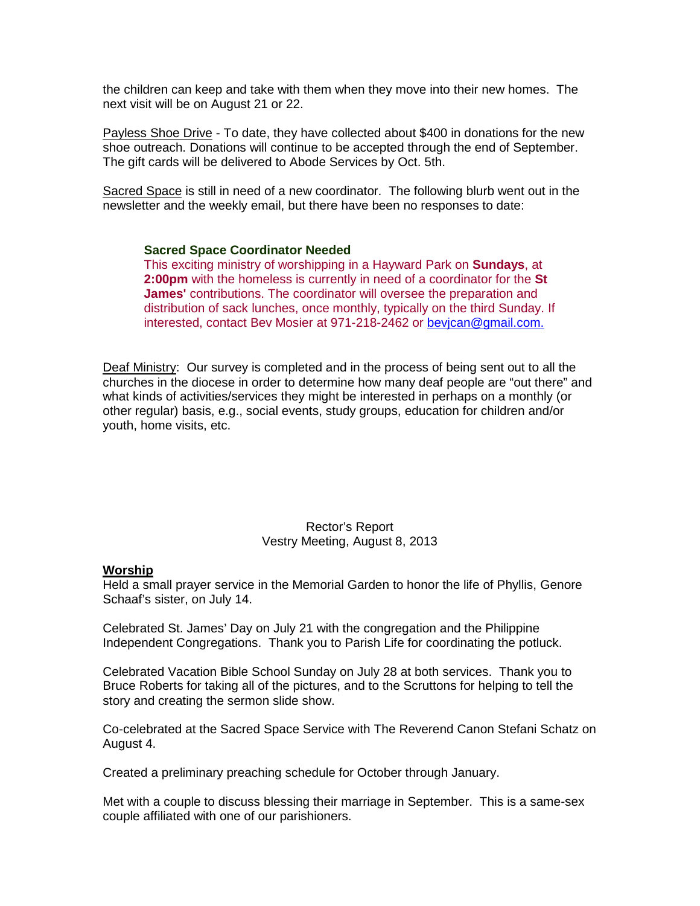the children can keep and take with them when they move into their new homes. The next visit will be on August 21 or 22.

Payless Shoe Drive - To date, they have collected about $400 in donations for the new shoe outreach. Donations will continue to be accepted through the end of September. The gift cards will be delivered to Abode Services by Oct. 5th.

Sacred Space is still in need of a new coordinator. The following blurb went out in the newsletter and the weekly email, but there have been no responses to date:

> **Sacred Space Coordinator Needed**
> This exciting ministry of worshipping in a Hayward Park on **Sundays**, at **2:00pm** with the homeless is currently in need of a coordinator for the **St James'** contributions. The coordinator will oversee the preparation and distribution of sack lunches, once monthly, typically on the third Sunday. If interested, contact Bev Mosier at 971-218-2462 or bevjcan@gmail.com.

Deaf Ministry: Our survey is completed and in the process of being sent out to all the churches in the diocese in order to determine how many deaf people are "out there" and what kinds of activities/services they might be interested in perhaps on a monthly (or other regular) basis, e.g., social events, study groups, education for children and/or youth, home visits, etc.

## Rector's Report
## Vestry Meeting, August 8, 2013

**Worship**

Held a small prayer service in the Memorial Garden to honor the life of Phyllis, Genore Schaaf's sister, on July 14.

Celebrated St. James' Day on July 21 with the congregation and the Philippine Independent Congregations. Thank you to Parish Life for coordinating the potluck.

Celebrated Vacation Bible School Sunday on July 28 at both services. Thank you to Bruce Roberts for taking all of the pictures, and to the Scruttons for helping to tell the story and creating the sermon slide show.

Co-celebrated at the Sacred Space Service with The Reverend Canon Stefani Schatz on August 4.

Created a preliminary preaching schedule for October through January.

Met with a couple to discuss blessing their marriage in September. This is a same-sex couple affiliated with one of our parishioners.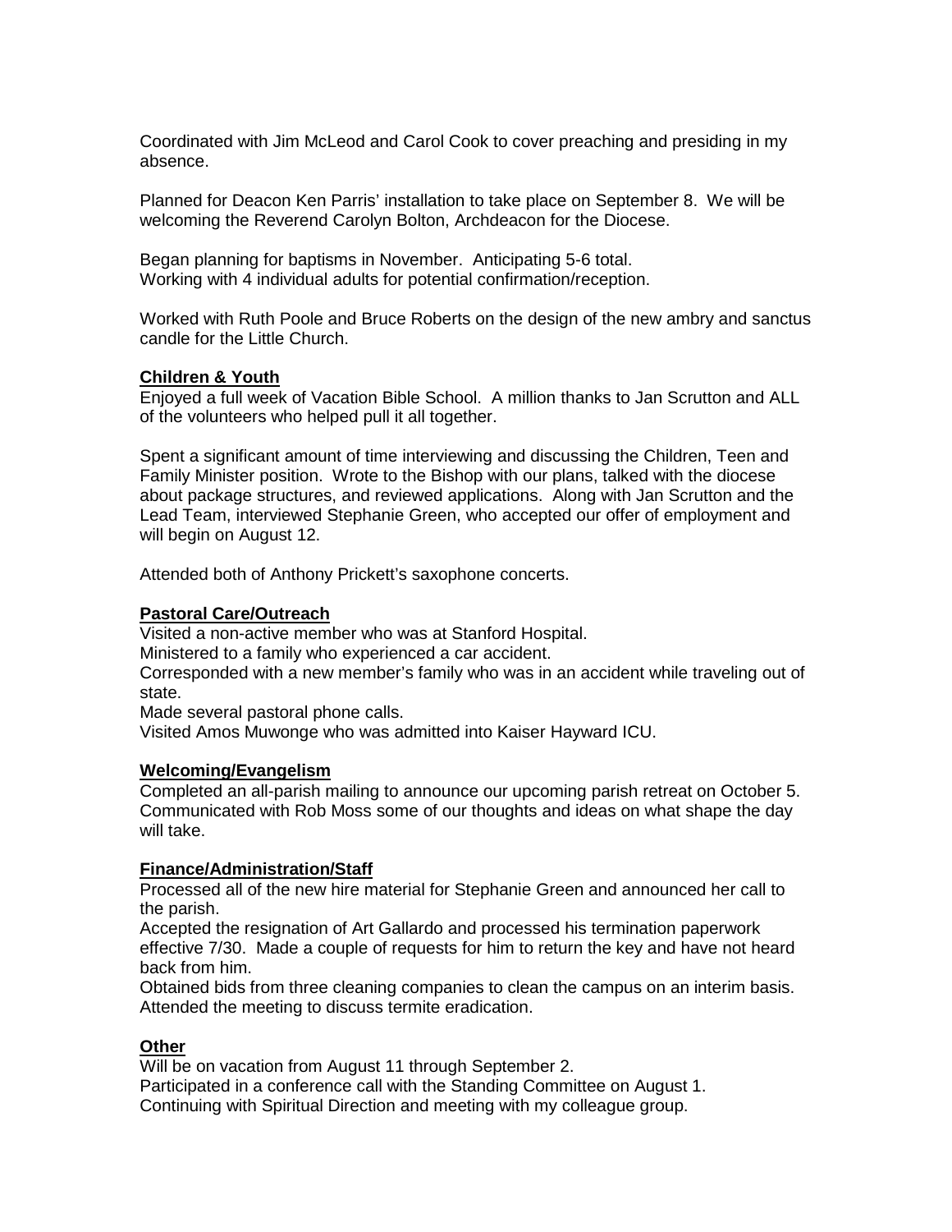Coordinated with Jim McLeod and Carol Cook to cover preaching and presiding in my absence.

Planned for Deacon Ken Parris' installation to take place on September 8. We will be welcoming the Reverend Carolyn Bolton, Archdeacon for the Diocese.

Began planning for baptisms in November. Anticipating 5-6 total.
Working with 4 individual adults for potential confirmation/reception.

Worked with Ruth Poole and Bruce Roberts on the design of the new ambry and sanctus candle for the Little Church.

**Children & Youth**

Enjoyed a full week of Vacation Bible School. A million thanks to Jan Scrutton and ALL of the volunteers who helped pull it all together.

Spent a significant amount of time interviewing and discussing the Children, Teen and Family Minister position. Wrote to the Bishop with our plans, talked with the diocese about package structures, and reviewed applications. Along with Jan Scrutton and the Lead Team, interviewed Stephanie Green, who accepted our offer of employment and will begin on August 12.

Attended both of Anthony Prickett's saxophone concerts.

**Pastoral Care/Outreach**

Visited a non-active member who was at Stanford Hospital.
Ministered to a family who experienced a car accident.
Corresponded with a new member's family who was in an accident while traveling out of state.
Made several pastoral phone calls.
Visited Amos Muwonge who was admitted into Kaiser Hayward ICU.

**Welcoming/Evangelism**

Completed an all-parish mailing to announce our upcoming parish retreat on October 5. Communicated with Rob Moss some of our thoughts and ideas on what shape the day will take.

**Finance/Administration/Staff**

Processed all of the new hire material for Stephanie Green and announced her call to the parish.
Accepted the resignation of Art Gallardo and processed his termination paperwork effective 7/30. Made a couple of requests for him to return the key and have not heard back from him.
Obtained bids from three cleaning companies to clean the campus on an interim basis.
Attended the meeting to discuss termite eradication.

**Other**

Will be on vacation from August 11 through September 2.
Participated in a conference call with the Standing Committee on August 1.
Continuing with Spiritual Direction and meeting with my colleague group.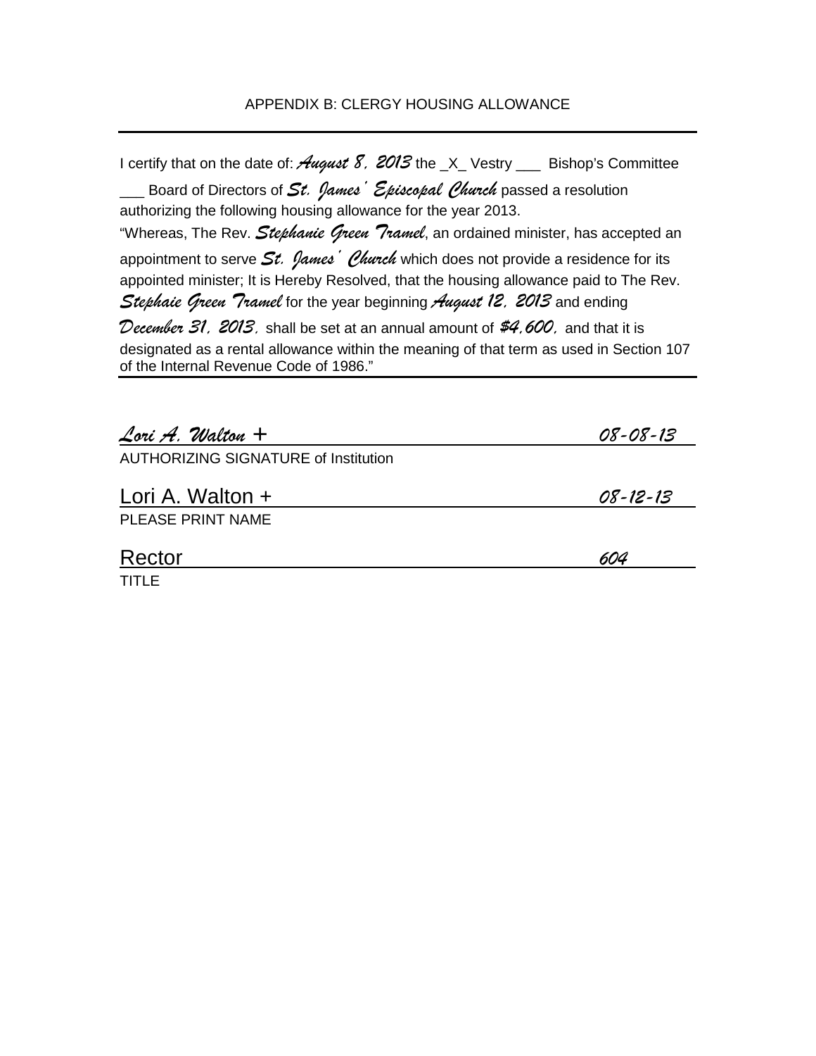APPENDIX B: CLERGY HOUSING ALLOWANCE

---

I certify that on the date of: *August 8, 2013* the _X_ Vestry ___ Bishop's Committee ___ Board of Directors of *St. James' Episcopal Church* passed a resolution authorizing the following housing allowance for the year 2013.

"Whereas, The Rev. *Stephanie Green Tramel*, an ordained minister, has accepted an appointment to serve *St. James' Church* which does not provide a residence for its appointed minister; It is Hereby Resolved, that the housing allowance paid to The Rev. *Stephaie Green Tramel* for the year beginning *August 12, 2013* and ending *December 31, 2013,* shall be set at an annual amount of *$4,600,* and that it is designated as a rental allowance within the meaning of that term as used in Section 107 of the Internal Revenue Code of 1986."

---

*Lori A. Walton +* *08-08-13*

AUTHORIZING SIGNATURE of Institution

Lori A. Walton + *08-12-13*

PLEASE PRINT NAME

Rector *604*

TITLE